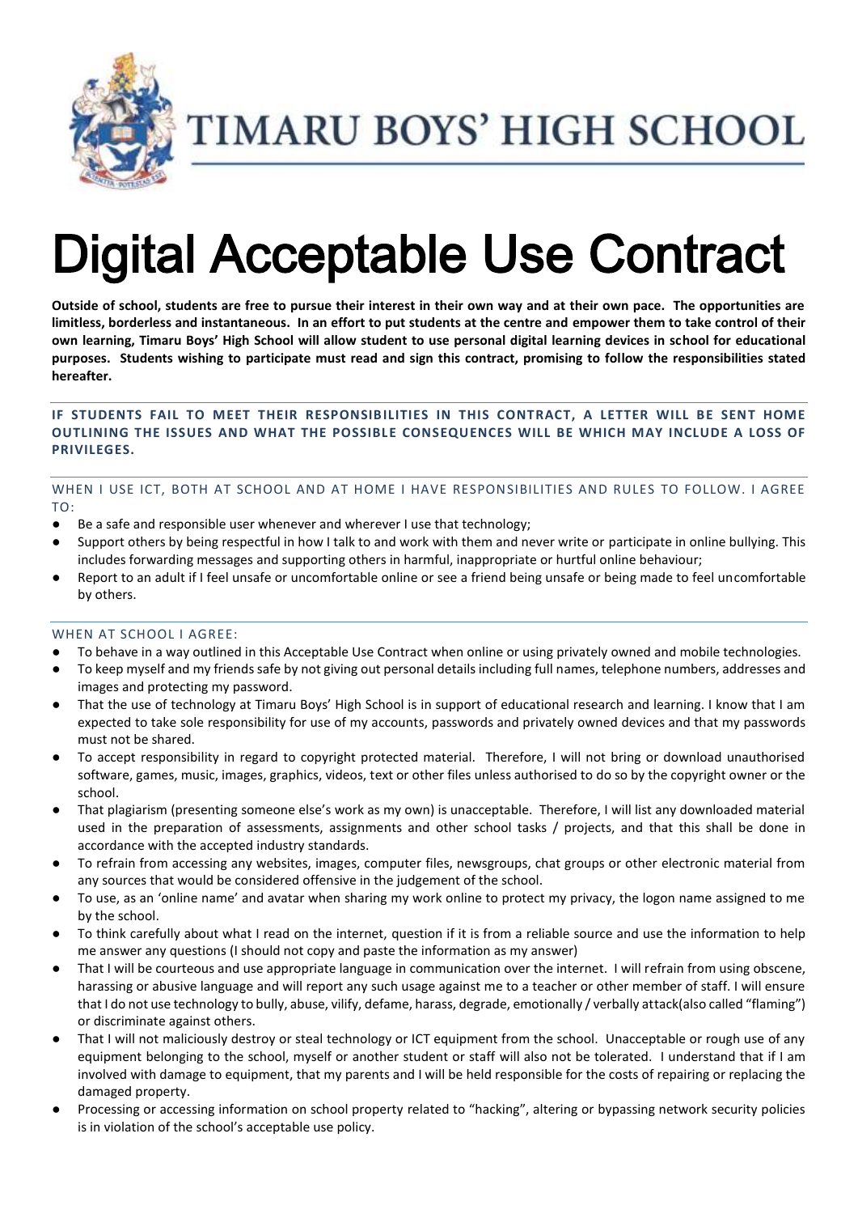# TIMARU BOYS' HIGH SCHOOL

# Digital Acceptable Use Contract

**Outside of school, students are free to pursue their interest in their own way and at their own pace. The opportunities are limitless, borderless and instantaneous. In an effort to put students at the centre and empower them to take control of their own learning, Timaru Boys' High School will allow student to use personal digital learning devices in school for educational purposes. Students wishing to participate must read and sign this contract, promising to follow the responsibilities stated hereafter.**

**IF STUDENTS FAIL TO MEET THEIR RESPONSIBILITIES IN THIS CONTRACT, A LETTER WILL BE SENT HOME OUTLINING THE ISSUES AND WHAT THE POSSIBLE CONSEQUENCES WILL BE WHICH MAY INCLUDE A LOSS OF PRIVILEGES.**

## WHEN I USE ICT, BOTH AT SCHOOL AND AT HOME I HAVE RESPONSIBILITIES AND RULES TO FOLLOW. I AGREE TO:

- Be a safe and responsible user whenever and wherever I use that technology;
- Support others by being respectful in how I talk to and work with them and never write or participate in online bullying. This includes forwarding messages and supporting others in harmful, inappropriate or hurtful online behaviour;
- Report to an adult if I feel unsafe or uncomfortable online or see a friend being unsafe or being made to feel uncomfortable by others.

## WHEN AT SCHOOL I AGREE:

- To behave in a way outlined in this Acceptable Use Contract when online or using privately owned and mobile technologies.
- To keep myself and my friends safe by not giving out personal details including full names, telephone numbers, addresses and images and protecting my password.
- That the use of technology at Timaru Boys' High School is in support of educational research and learning. I know that I am expected to take sole responsibility for use of my accounts, passwords and privately owned devices and that my passwords must not be shared.
- To accept responsibility in regard to copyright protected material. Therefore, I will not bring or download unauthorised software, games, music, images, graphics, videos, text or other files unless authorised to do so by the copyright owner or the school.
- That plagiarism (presenting someone else's work as my own) is unacceptable. Therefore, I will list any downloaded material used in the preparation of assessments, assignments and other school tasks / projects, and that this shall be done in accordance with the accepted industry standards.
- To refrain from accessing any websites, images, computer files, newsgroups, chat groups or other electronic material from any sources that would be considered offensive in the judgement of the school.
- To use, as an 'online name' and avatar when sharing my work online to protect my privacy, the logon name assigned to me by the school.
- To think carefully about what I read on the internet, question if it is from a reliable source and use the information to help me answer any questions (I should not copy and paste the information as my answer)
- That I will be courteous and use appropriate language in communication over the internet. I will refrain from using obscene, harassing or abusive language and will report any such usage against me to a teacher or other member of staff. I will ensure that I do not use technology to bully, abuse, vilify, defame, harass, degrade, emotionally / verbally attack(also called "flaming") or discriminate against others.
- That I will not maliciously destroy or steal technology or ICT equipment from the school. Unacceptable or rough use of any equipment belonging to the school, myself or another student or staff will also not be tolerated. I understand that if I am involved with damage to equipment, that my parents and I will be held responsible for the costs of repairing or replacing the damaged property.
- Processing or accessing information on school property related to "hacking", altering or bypassing network security policies is in violation of the school's acceptable use policy.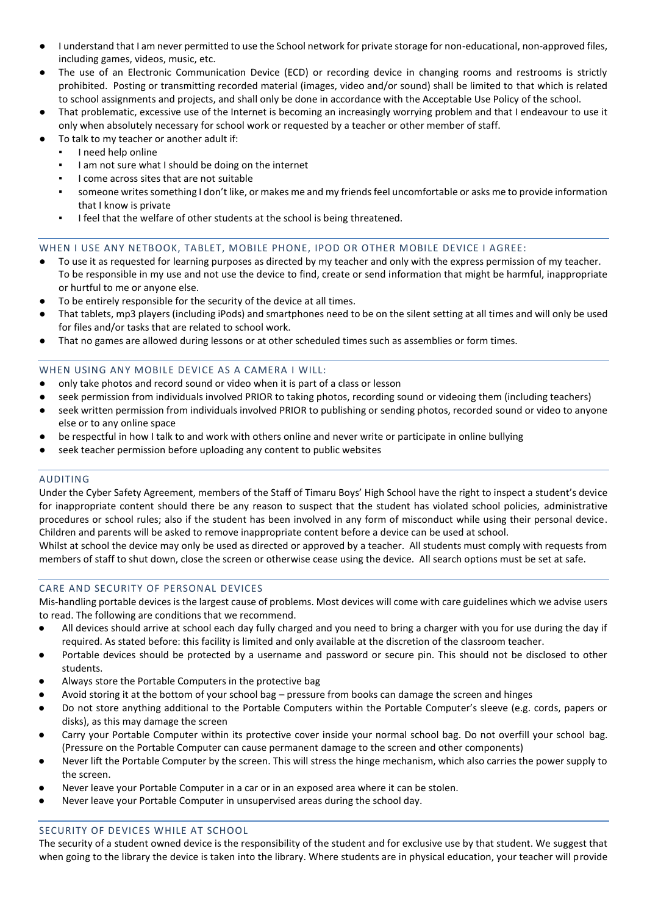- I understand that I am never permitted to use the School network for private storage for non-educational, non-approved files, including games, videos, music, etc.
- The use of an Electronic Communication Device (ECD) or recording device in changing rooms and restrooms is strictly prohibited. Posting or transmitting recorded material (images, video and/or sound) shall be limited to that which is related to school assignments and projects, and shall only be done in accordance with the Acceptable Use Policy of the school.
- That problematic, excessive use of the Internet is becoming an increasingly worrying problem and that I endeavour to use it only when absolutely necessary for school work or requested by a teacher or other member of staff.
- To talk to my teacher or another adult if:
  - I need help online
  - I am not sure what I should be doing on the internet
  - I come across sites that are not suitable
  - someone writes something I don't like, or makes me and my friends feel uncomfortable or asks me to provide information that I know is private
  - I feel that the welfare of other students at the school is being threatened.

## WHEN I USE ANY NETBOOK, TABLET, MOBILE PHONE, IPOD OR OTHER MOBILE DEVICE I AGREE:

- To use it as requested for learning purposes as directed by my teacher and only with the express permission of my teacher. To be responsible in my use and not use the device to find, create or send information that might be harmful, inappropriate or hurtful to me or anyone else.
- To be entirely responsible for the security of the device at all times.
- That tablets, mp3 players (including iPods) and smartphones need to be on the silent setting at all times and will only be used for files and/or tasks that are related to school work.
- That no games are allowed during lessons or at other scheduled times such as assemblies or form times.

## WHEN USING ANY MOBILE DEVICE AS A CAMERA I WILL:

- only take photos and record sound or video when it is part of a class or lesson
- seek permission from individuals involved PRIOR to taking photos, recording sound or videoing them (including teachers)
- seek written permission from individuals involved PRIOR to publishing or sending photos, recorded sound or video to anyone else or to any online space
- be respectful in how I talk to and work with others online and never write or participate in online bullying
- seek teacher permission before uploading any content to public websites

## AUDITING

Under the Cyber Safety Agreement, members of the Staff of Timaru Boys' High School have the right to inspect a student's device for inappropriate content should there be any reason to suspect that the student has violated school policies, administrative procedures or school rules; also if the student has been involved in any form of misconduct while using their personal device. Children and parents will be asked to remove inappropriate content before a device can be used at school.

Whilst at school the device may only be used as directed or approved by a teacher. All students must comply with requests from members of staff to shut down, close the screen or otherwise cease using the device. All search options must be set at safe.

## CARE AND SECURITY OF PERSONAL DEVICES

Mis-handling portable devices is the largest cause of problems. Most devices will come with care guidelines which we advise users to read. The following are conditions that we recommend.

- All devices should arrive at school each day fully charged and you need to bring a charger with you for use during the day if required. As stated before: this facility is limited and only available at the discretion of the classroom teacher.
- Portable devices should be protected by a username and password or secure pin. This should not be disclosed to other students.
- Always store the Portable Computers in the protective bag
- Avoid storing it at the bottom of your school bag – pressure from books can damage the screen and hinges
- Do not store anything additional to the Portable Computers within the Portable Computer's sleeve (e.g. cords, papers or disks), as this may damage the screen
- Carry your Portable Computer within its protective cover inside your normal school bag. Do not overfill your school bag. (Pressure on the Portable Computer can cause permanent damage to the screen and other components)
- Never lift the Portable Computer by the screen. This will stress the hinge mechanism, which also carries the power supply to the screen.
- Never leave your Portable Computer in a car or in an exposed area where it can be stolen.
- Never leave your Portable Computer in unsupervised areas during the school day.

## SECURITY OF DEVICES WHILE AT SCHOOL

The security of a student owned device is the responsibility of the student and for exclusive use by that student. We suggest that when going to the library the device is taken into the library. Where students are in physical education, your teacher will provide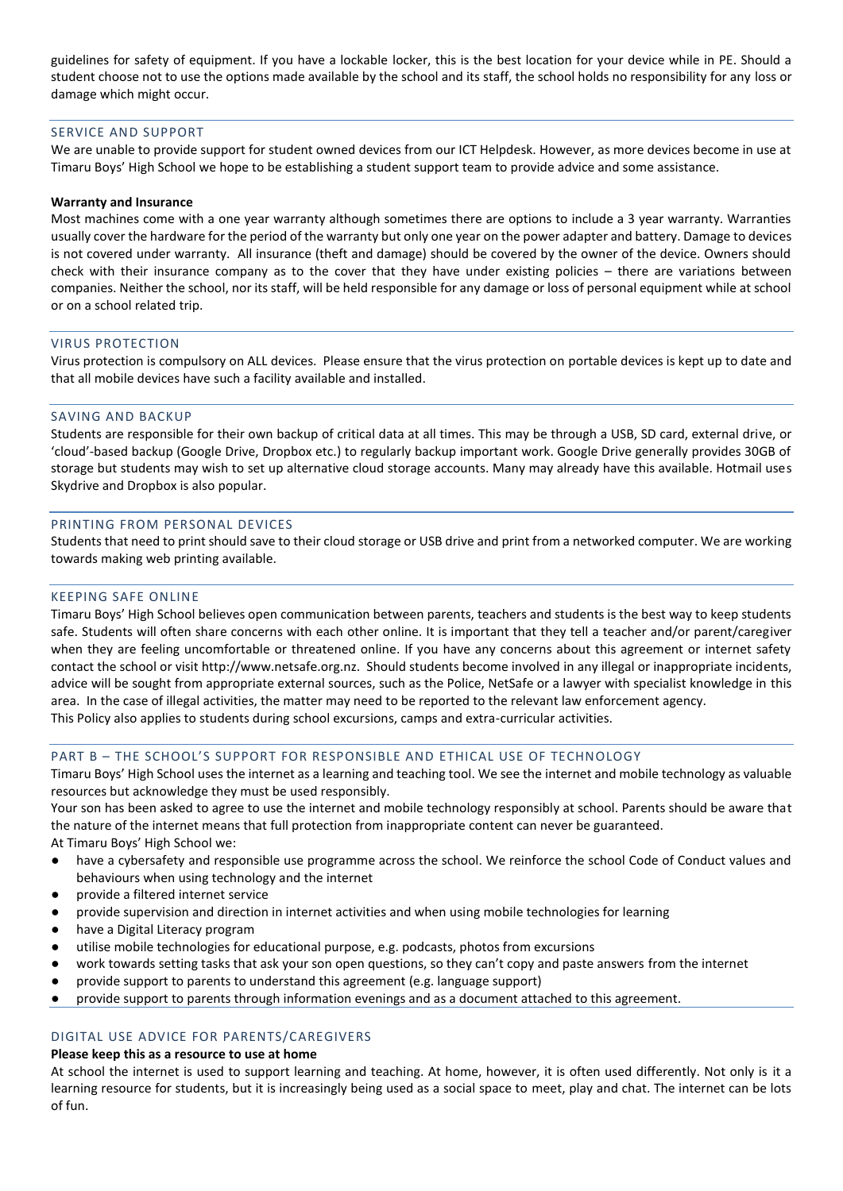guidelines for safety of equipment. If you have a lockable locker, this is the best location for your device while in PE. Should a student choose not to use the options made available by the school and its staff, the school holds no responsibility for any loss or damage which might occur.

## SERVICE AND SUPPORT

We are unable to provide support for student owned devices from our ICT Helpdesk. However, as more devices become in use at Timaru Boys' High School we hope to be establishing a student support team to provide advice and some assistance.

**Warranty and Insurance**

Most machines come with a one year warranty although sometimes there are options to include a 3 year warranty. Warranties usually cover the hardware for the period of the warranty but only one year on the power adapter and battery. Damage to devices is not covered under warranty. All insurance (theft and damage) should be covered by the owner of the device. Owners should check with their insurance company as to the cover that they have under existing policies – there are variations between companies. Neither the school, nor its staff, will be held responsible for any damage or loss of personal equipment while at school or on a school related trip.

## VIRUS PROTECTION

Virus protection is compulsory on ALL devices. Please ensure that the virus protection on portable devices is kept up to date and that all mobile devices have such a facility available and installed.

## SAVING AND BACKUP

Students are responsible for their own backup of critical data at all times. This may be through a USB, SD card, external drive, or 'cloud'-based backup (Google Drive, Dropbox etc.) to regularly backup important work. Google Drive generally provides 30GB of storage but students may wish to set up alternative cloud storage accounts. Many may already have this available. Hotmail uses Skydrive and Dropbox is also popular.

## PRINTING FROM PERSONAL DEVICES

Students that need to print should save to their cloud storage or USB drive and print from a networked computer. We are working towards making web printing available.

## KEEPING SAFE ONLINE

Timaru Boys' High School believes open communication between parents, teachers and students is the best way to keep students safe. Students will often share concerns with each other online. It is important that they tell a teacher and/or parent/caregiver when they are feeling uncomfortable or threatened online. If you have any concerns about this agreement or internet safety contact the school or visit http://www.netsafe.org.nz. Should students become involved in any illegal or inappropriate incidents, advice will be sought from appropriate external sources, such as the Police, NetSafe or a lawyer with specialist knowledge in this area. In the case of illegal activities, the matter may need to be reported to the relevant law enforcement agency.
This Policy also applies to students during school excursions, camps and extra-curricular activities.

## PART B – THE SCHOOL'S SUPPORT FOR RESPONSIBLE AND ETHICAL USE OF TECHNOLOGY

Timaru Boys' High School uses the internet as a learning and teaching tool. We see the internet and mobile technology as valuable resources but acknowledge they must be used responsibly.
Your son has been asked to agree to use the internet and mobile technology responsibly at school. Parents should be aware that the nature of the internet means that full protection from inappropriate content can never be guaranteed.
At Timaru Boys' High School we:

- have a cybersafety and responsible use programme across the school. We reinforce the school Code of Conduct values and behaviours when using technology and the internet
- provide a filtered internet service
- provide supervision and direction in internet activities and when using mobile technologies for learning
- have a Digital Literacy program
- utilise mobile technologies for educational purpose, e.g. podcasts, photos from excursions
- work towards setting tasks that ask your son open questions, so they can't copy and paste answers from the internet
- provide support to parents to understand this agreement (e.g. language support)
- provide support to parents through information evenings and as a document attached to this agreement.

## DIGITAL USE ADVICE FOR PARENTS/CAREGIVERS

**Please keep this as a resource to use at home**

At school the internet is used to support learning and teaching. At home, however, it is often used differently. Not only is it a learning resource for students, but it is increasingly being used as a social space to meet, play and chat. The internet can be lots of fun.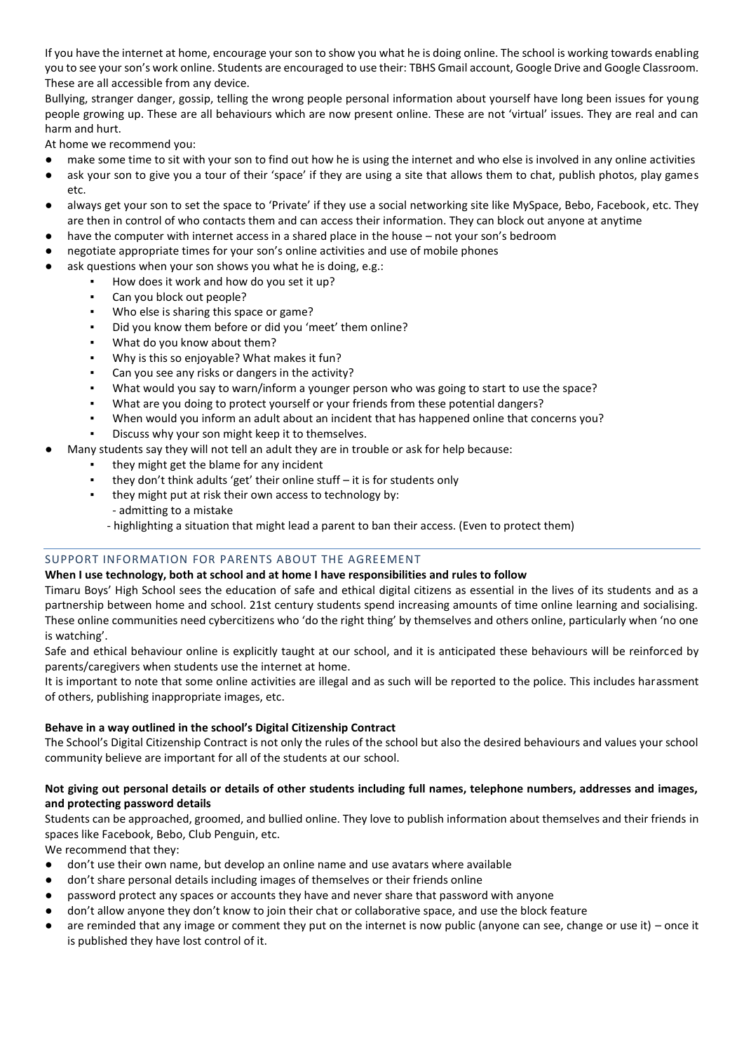If you have the internet at home, encourage your son to show you what he is doing online. The school is working towards enabling you to see your son's work online. Students are encouraged to use their: TBHS Gmail account, Google Drive and Google Classroom. These are all accessible from any device.

Bullying, stranger danger, gossip, telling the wrong people personal information about yourself have long been issues for young people growing up. These are all behaviours which are now present online. These are not 'virtual' issues. They are real and can harm and hurt.

At home we recommend you:

- make some time to sit with your son to find out how he is using the internet and who else is involved in any online activities
- ask your son to give you a tour of their 'space' if they are using a site that allows them to chat, publish photos, play games etc.
- always get your son to set the space to 'Private' if they use a social networking site like MySpace, Bebo, Facebook, etc. They are then in control of who contacts them and can access their information. They can block out anyone at anytime
- have the computer with internet access in a shared place in the house – not your son's bedroom
- negotiate appropriate times for your son's online activities and use of mobile phones
- ask questions when your son shows you what he is doing, e.g.:
  - How does it work and how do you set it up?
  - Can you block out people?
  - Who else is sharing this space or game?
  - Did you know them before or did you 'meet' them online?
  - What do you know about them?
  - Why is this so enjoyable? What makes it fun?
  - Can you see any risks or dangers in the activity?
  - What would you say to warn/inform a younger person who was going to start to use the space?
  - What are you doing to protect yourself or your friends from these potential dangers?
  - When would you inform an adult about an incident that has happened online that concerns you?
  - Discuss why your son might keep it to themselves.
- Many students say they will not tell an adult they are in trouble or ask for help because:
  - they might get the blame for any incident
  - they don't think adults 'get' their online stuff – it is for students only
  - they might put at risk their own access to technology by:
    - admitting to a mistake
    - highlighting a situation that might lead a parent to ban their access. (Even to protect them)

## SUPPORT INFORMATION FOR PARENTS ABOUT THE AGREEMENT

**When I use technology, both at school and at home I have responsibilities and rules to follow**

Timaru Boys' High School sees the education of safe and ethical digital citizens as essential in the lives of its students and as a partnership between home and school. 21st century students spend increasing amounts of time online learning and socialising. These online communities need cybercitizens who 'do the right thing' by themselves and others online, particularly when 'no one is watching'.

Safe and ethical behaviour online is explicitly taught at our school, and it is anticipated these behaviours will be reinforced by parents/caregivers when students use the internet at home.

It is important to note that some online activities are illegal and as such will be reported to the police. This includes harassment of others, publishing inappropriate images, etc.

**Behave in a way outlined in the school's Digital Citizenship Contract**

The School's Digital Citizenship Contract is not only the rules of the school but also the desired behaviours and values your school community believe are important for all of the students at our school.

**Not giving out personal details or details of other students including full names, telephone numbers, addresses and images, and protecting password details**

Students can be approached, groomed, and bullied online. They love to publish information about themselves and their friends in spaces like Facebook, Bebo, Club Penguin, etc.

We recommend that they:

- don't use their own name, but develop an online name and use avatars where available
- don't share personal details including images of themselves or their friends online
- password protect any spaces or accounts they have and never share that password with anyone
- don't allow anyone they don't know to join their chat or collaborative space, and use the block feature
- are reminded that any image or comment they put on the internet is now public (anyone can see, change or use it) – once it is published they have lost control of it.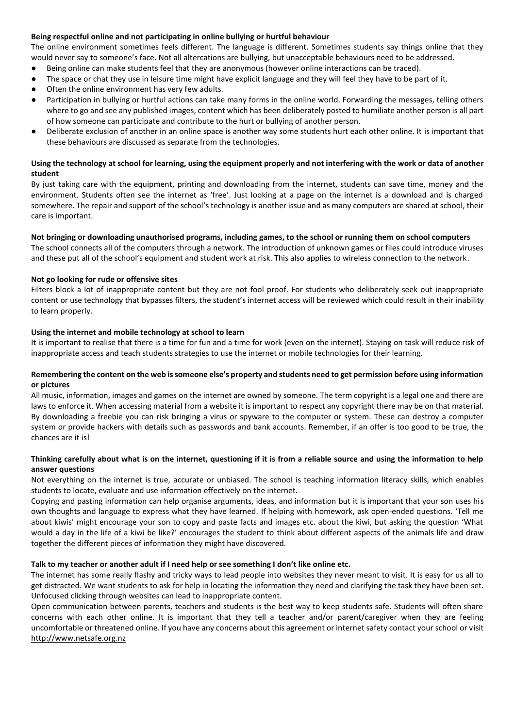**Being respectful online and not participating in online bullying or hurtful behaviour**

The online environment sometimes feels different. The language is different. Sometimes students say things online that they would never say to someone's face. Not all altercations are bullying, but unacceptable behaviours need to be addressed.

- Being online can make students feel that they are anonymous (however online interactions can be traced).
- The space or chat they use in leisure time might have explicit language and they will feel they have to be part of it.
- Often the online environment has very few adults.
- Participation in bullying or hurtful actions can take many forms in the online world. Forwarding the messages, telling others where to go and see any published images, content which has been deliberately posted to humiliate another person is all part of how someone can participate and contribute to the hurt or bullying of another person.
- Deliberate exclusion of another in an online space is another way some students hurt each other online. It is important that these behaviours are discussed as separate from the technologies.

**Using the technology at school for learning, using the equipment properly and not interfering with the work or data of another student**

By just taking care with the equipment, printing and downloading from the internet, students can save time, money and the environment. Students often see the internet as 'free'. Just looking at a page on the internet is a download and is charged somewhere. The repair and support of the school's technology is another issue and as many computers are shared at school, their care is important.

**Not bringing or downloading unauthorised programs, including games, to the school or running them on school computers**

The school connects all of the computers through a network. The introduction of unknown games or files could introduce viruses and these put all of the school's equipment and student work at risk. This also applies to wireless connection to the network.

**Not go looking for rude or offensive sites**

Filters block a lot of inappropriate content but they are not fool proof. For students who deliberately seek out inappropriate content or use technology that bypasses filters, the student's internet access will be reviewed which could result in their inability to learn properly.

**Using the internet and mobile technology at school to learn**

It is important to realise that there is a time for fun and a time for work (even on the internet). Staying on task will reduce risk of inappropriate access and teach students strategies to use the internet or mobile technologies for their learning.

**Remembering the content on the web is someone else's property and students need to get permission before using information or pictures**

All music, information, images and games on the internet are owned by someone. The term copyright is a legal one and there are laws to enforce it. When accessing material from a website it is important to respect any copyright there may be on that material. By downloading a freebie you can risk bringing a virus or spyware to the computer or system. These can destroy a computer system or provide hackers with details such as passwords and bank accounts. Remember, if an offer is too good to be true, the chances are it is!

**Thinking carefully about what is on the internet, questioning if it is from a reliable source and using the information to help answer questions**

Not everything on the internet is true, accurate or unbiased. The school is teaching information literacy skills, which enables students to locate, evaluate and use information effectively on the internet.

Copying and pasting information can help organise arguments, ideas, and information but it is important that your son uses his own thoughts and language to express what they have learned. If helping with homework, ask open-ended questions. 'Tell me about kiwis' might encourage your son to copy and paste facts and images etc. about the kiwi, but asking the question 'What would a day in the life of a kiwi be like?' encourages the student to think about different aspects of the animals life and draw together the different pieces of information they might have discovered.

**Talk to my teacher or another adult if I need help or see something I don't like online etc.**

The internet has some really flashy and tricky ways to lead people into websites they never meant to visit. It is easy for us all to get distracted. We want students to ask for help in locating the information they need and clarifying the task they have been set. Unfocused clicking through websites can lead to inappropriate content.

Open communication between parents, teachers and students is the best way to keep students safe. Students will often share concerns with each other online. It is important that they tell a teacher and/or parent/caregiver when they are feeling uncomfortable or threatened online. If you have any concerns about this agreement or internet safety contact your school or visit http://www.netsafe.org.nz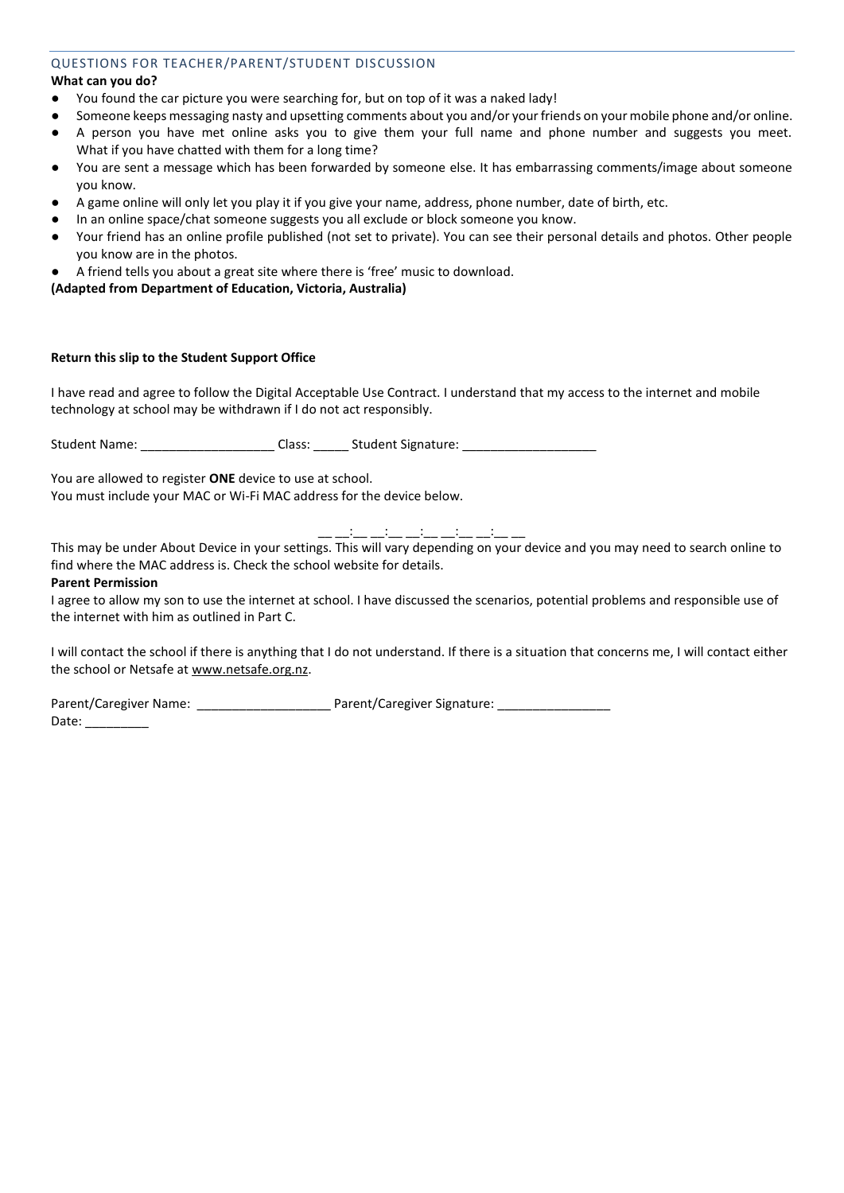## QUESTIONS FOR TEACHER/PARENT/STUDENT DISCUSSION

**What can you do?**

- You found the car picture you were searching for, but on top of it was a naked lady!
- Someone keeps messaging nasty and upsetting comments about you and/or your friends on your mobile phone and/or online.
- A person you have met online asks you to give them your full name and phone number and suggests you meet. What if you have chatted with them for a long time?
- You are sent a message which has been forwarded by someone else. It has embarrassing comments/image about someone you know.
- A game online will only let you play it if you give your name, address, phone number, date of birth, etc.
- In an online space/chat someone suggests you all exclude or block someone you know.
- Your friend has an online profile published (not set to private). You can see their personal details and photos. Other people you know are in the photos.
- A friend tells you about a great site where there is 'free' music to download.

**(Adapted from Department of Education, Victoria, Australia)**

**Return this slip to the Student Support Office**

I have read and agree to follow the Digital Acceptable Use Contract. I understand that my access to the internet and mobile technology at school may be withdrawn if I do not act responsibly.

Student Name: ___________________ Class: _____ Student Signature: ___________________

You are allowed to register **ONE** device to use at school.
You must include your MAC or Wi-Fi MAC address for the device below.

__ __:__ __:__ __:__ __:__ __:__ __

This may be under About Device in your settings. This will vary depending on your device and you may need to search online to find where the MAC address is. Check the school website for details.

**Parent Permission**

I agree to allow my son to use the internet at school. I have discussed the scenarios, potential problems and responsible use of the internet with him as outlined in Part C.

I will contact the school if there is anything that I do not understand. If there is a situation that concerns me, I will contact either the school or Netsafe at www.netsafe.org.nz.

Parent/Caregiver Name: ___________________ Parent/Caregiver Signature: ________________
Date: _________